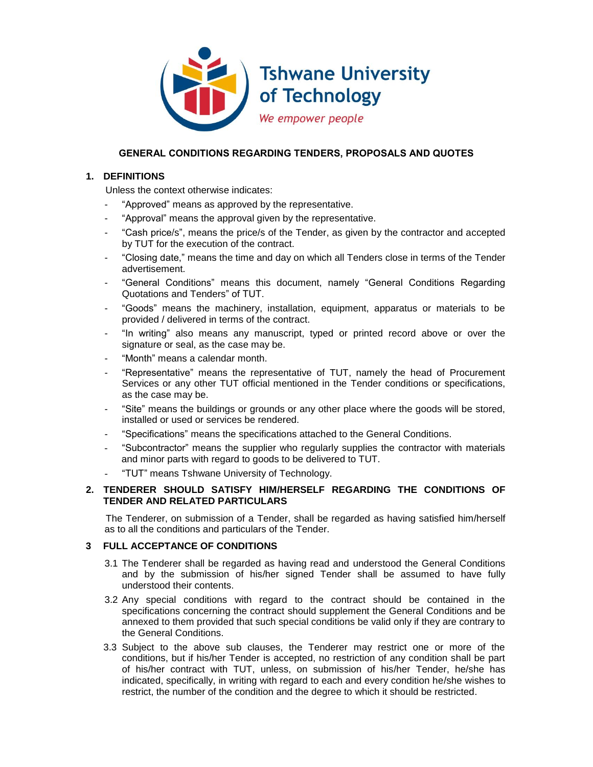Tshwane University of Technology

*We empower people*

## GENERAL CONDITIONS REGARDING TENDERS, PROPOSALS AND QUOTES

### 1. DEFINITIONS

Unless the context otherwise indicates:

- "Approved" means as approved by the representative.
- "Approval" means the approval given by the representative.
- "Cash price/s", means the price/s of the Tender, as given by the contractor and accepted by TUT for the execution of the contract.
- "Closing date," means the time and day on which all Tenders close in terms of the Tender advertisement.
- "General Conditions" means this document, namely "General Conditions Regarding Quotations and Tenders" of TUT.
- "Goods" means the machinery, installation, equipment, apparatus or materials to be provided / delivered in terms of the contract.
- "In writing" also means any manuscript, typed or printed record above or over the signature or seal, as the case may be.
- "Month" means a calendar month.
- "Representative" means the representative of TUT, namely the head of Procurement Services or any other TUT official mentioned in the Tender conditions or specifications, as the case may be.
- "Site" means the buildings or grounds or any other place where the goods will be stored, installed or used or services be rendered.
- "Specifications" means the specifications attached to the General Conditions.
- "Subcontractor" means the supplier who regularly supplies the contractor with materials and minor parts with regard to goods to be delivered to TUT.
- "TUT" means Tshwane University of Technology.

### 2. TENDERER SHOULD SATISFY HIM/HERSELF REGARDING THE CONDITIONS OF TENDER AND RELATED PARTICULARS

The Tenderer, on submission of a Tender, shall be regarded as having satisfied him/herself as to all the conditions and particulars of the Tender.

### 3 FULL ACCEPTANCE OF CONDITIONS

3.1 The Tenderer shall be regarded as having read and understood the General Conditions and by the submission of his/her signed Tender shall be assumed to have fully understood their contents.

3.2 Any special conditions with regard to the contract should be contained in the specifications concerning the contract should supplement the General Conditions and be annexed to them provided that such special conditions be valid only if they are contrary to the General Conditions.

3.3 Subject to the above sub clauses, the Tenderer may restrict one or more of the conditions, but if his/her Tender is accepted, no restriction of any condition shall be part of his/her contract with TUT, unless, on submission of his/her Tender, he/she has indicated, specifically, in writing with regard to each and every condition he/she wishes to restrict, the number of the condition and the degree to which it should be restricted.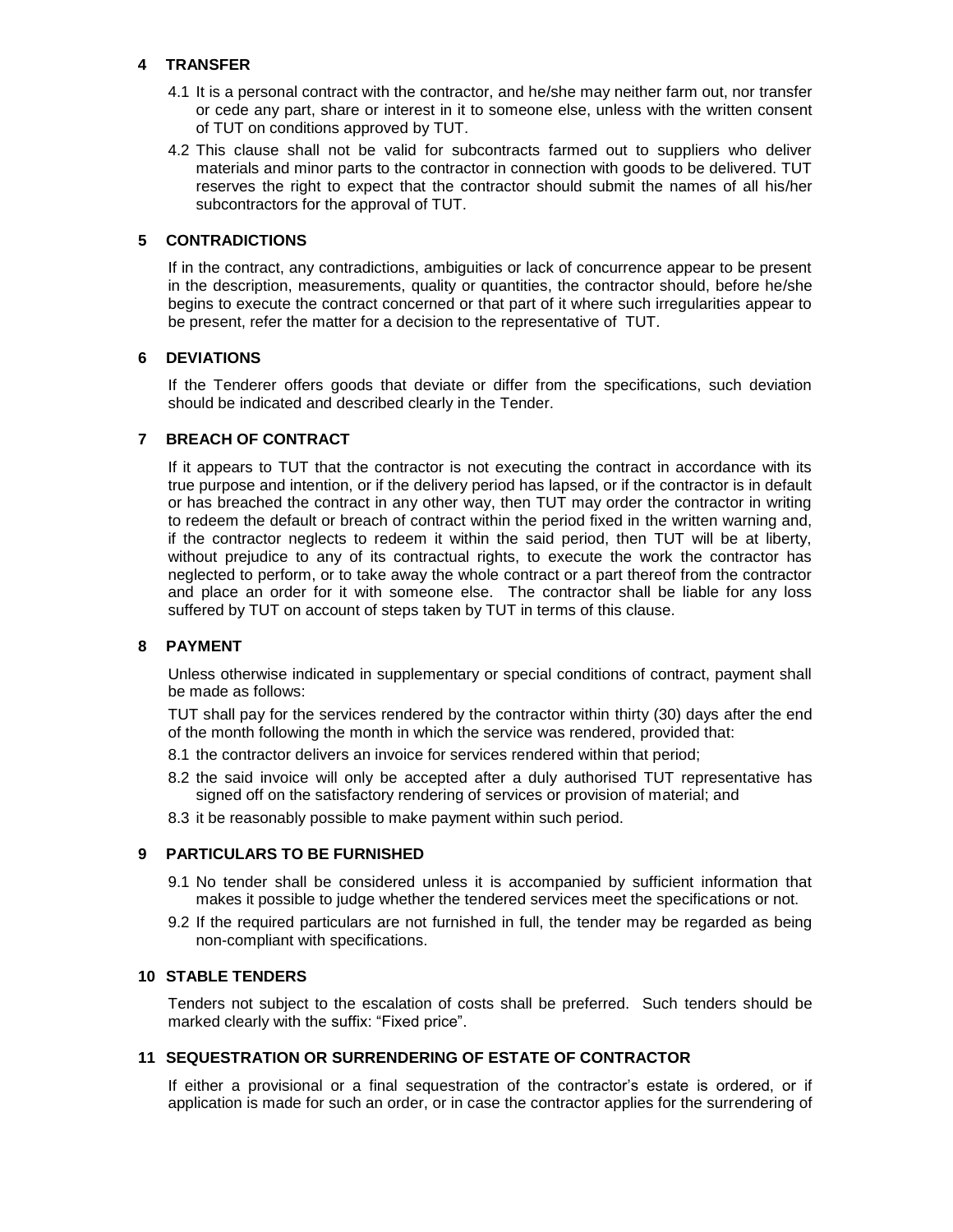## 4 TRANSFER

4.1 It is a personal contract with the contractor, and he/she may neither farm out, nor transfer or cede any part, share or interest in it to someone else, unless with the written consent of TUT on conditions approved by TUT.

4.2 This clause shall not be valid for subcontracts farmed out to suppliers who deliver materials and minor parts to the contractor in connection with goods to be delivered. TUT reserves the right to expect that the contractor should submit the names of all his/her subcontractors for the approval of TUT.

## 5 CONTRADICTIONS

If in the contract, any contradictions, ambiguities or lack of concurrence appear to be present in the description, measurements, quality or quantities, the contractor should, before he/she begins to execute the contract concerned or that part of it where such irregularities appear to be present, refer the matter for a decision to the representative of TUT.

## 6 DEVIATIONS

If the Tenderer offers goods that deviate or differ from the specifications, such deviation should be indicated and described clearly in the Tender.

## 7 BREACH OF CONTRACT

If it appears to TUT that the contractor is not executing the contract in accordance with its true purpose and intention, or if the delivery period has lapsed, or if the contractor is in default or has breached the contract in any other way, then TUT may order the contractor in writing to redeem the default or breach of contract within the period fixed in the written warning and, if the contractor neglects to redeem it within the said period, then TUT will be at liberty, without prejudice to any of its contractual rights, to execute the work the contractor has neglected to perform, or to take away the whole contract or a part thereof from the contractor and place an order for it with someone else. The contractor shall be liable for any loss suffered by TUT on account of steps taken by TUT in terms of this clause.

## 8 PAYMENT

Unless otherwise indicated in supplementary or special conditions of contract, payment shall be made as follows:

TUT shall pay for the services rendered by the contractor within thirty (30) days after the end of the month following the month in which the service was rendered, provided that:

8.1 the contractor delivers an invoice for services rendered within that period;

8.2 the said invoice will only be accepted after a duly authorised TUT representative has signed off on the satisfactory rendering of services or provision of material; and

8.3 it be reasonably possible to make payment within such period.

## 9 PARTICULARS TO BE FURNISHED

9.1 No tender shall be considered unless it is accompanied by sufficient information that makes it possible to judge whether the tendered services meet the specifications or not.

9.2 If the required particulars are not furnished in full, the tender may be regarded as being non-compliant with specifications.

## 10 STABLE TENDERS

Tenders not subject to the escalation of costs shall be preferred. Such tenders should be marked clearly with the suffix: "Fixed price".

## 11 SEQUESTRATION OR SURRENDERING OF ESTATE OF CONTRACTOR

If either a provisional or a final sequestration of the contractor's estate is ordered, or if application is made for such an order, or in case the contractor applies for the surrendering of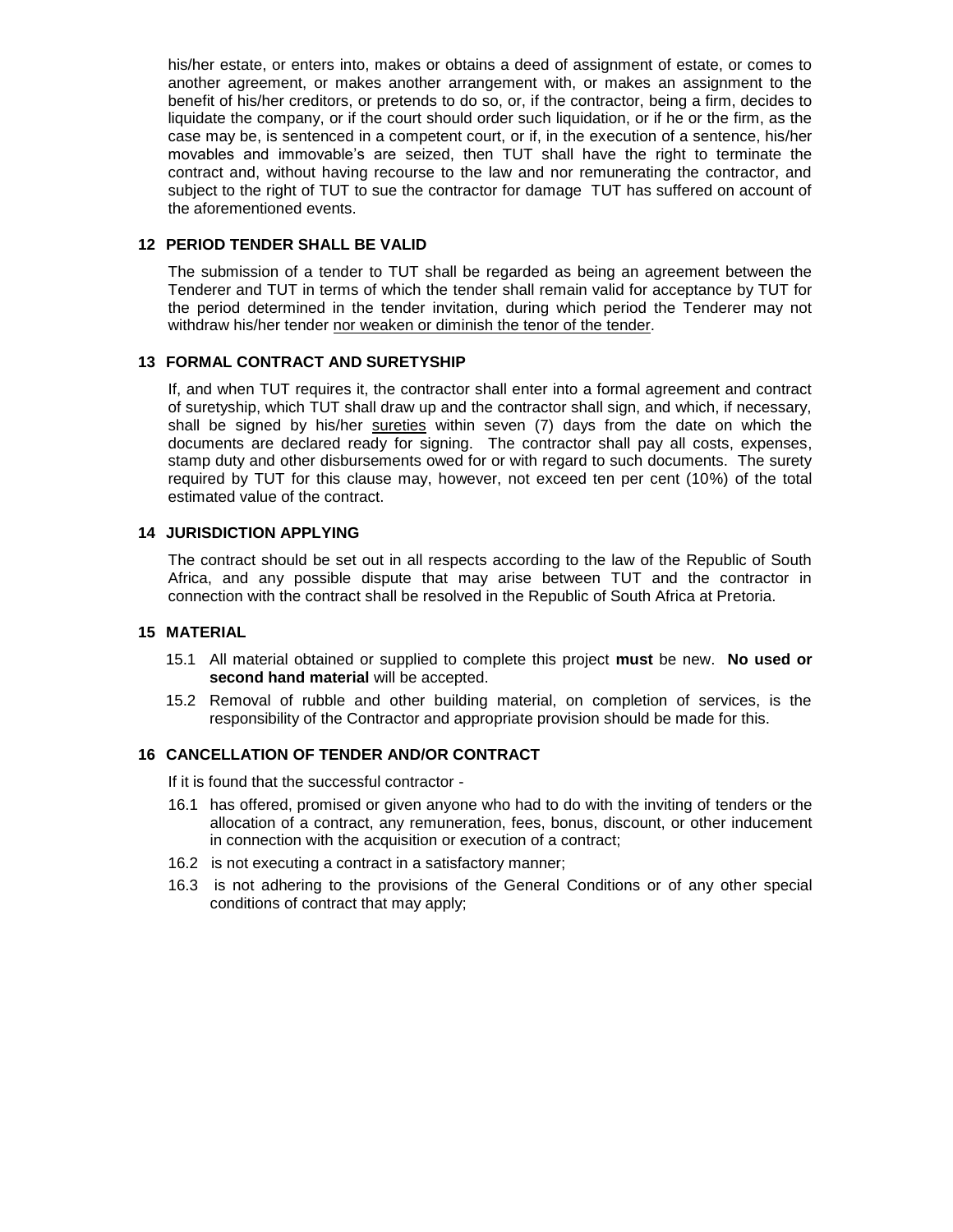his/her estate, or enters into, makes or obtains a deed of assignment of estate, or comes to another agreement, or makes another arrangement with, or makes an assignment to the benefit of his/her creditors, or pretends to do so, or, if the contractor, being a firm, decides to liquidate the company, or if the court should order such liquidation, or if he or the firm, as the case may be, is sentenced in a competent court, or if, in the execution of a sentence, his/her movables and immovable's are seized, then TUT shall have the right to terminate the contract and, without having recourse to the law and nor remunerating the contractor, and subject to the right of TUT to sue the contractor for damage TUT has suffered on account of the aforementioned events.

## 12 PERIOD TENDER SHALL BE VALID

The submission of a tender to TUT shall be regarded as being an agreement between the Tenderer and TUT in terms of which the tender shall remain valid for acceptance by TUT for the period determined in the tender invitation, during which period the Tenderer may not withdraw his/her tender <u>nor weaken or diminish the tenor of the tender</u>.

## 13 FORMAL CONTRACT AND SURETYSHIP

If, and when TUT requires it, the contractor shall enter into a formal agreement and contract of suretyship, which TUT shall draw up and the contractor shall sign, and which, if necessary, shall be signed by his/her <u>sureties</u> within seven (7) days from the date on which the documents are declared ready for signing. The contractor shall pay all costs, expenses, stamp duty and other disbursements owed for or with regard to such documents. The surety required by TUT for this clause may, however, not exceed ten per cent (10%) of the total estimated value of the contract.

## 14 JURISDICTION APPLYING

The contract should be set out in all respects according to the law of the Republic of South Africa, and any possible dispute that may arise between TUT and the contractor in connection with the contract shall be resolved in the Republic of South Africa at Pretoria.

## 15 MATERIAL

15.1 All material obtained or supplied to complete this project **must** be new. **No used or second hand material** will be accepted.

15.2 Removal of rubble and other building material, on completion of services, is the responsibility of the Contractor and appropriate provision should be made for this.

## 16 CANCELLATION OF TENDER AND/OR CONTRACT

If it is found that the successful contractor -

16.1 has offered, promised or given anyone who had to do with the inviting of tenders or the allocation of a contract, any remuneration, fees, bonus, discount, or other inducement in connection with the acquisition or execution of a contract;

16.2 is not executing a contract in a satisfactory manner;

16.3 is not adhering to the provisions of the General Conditions or of any other special conditions of contract that may apply;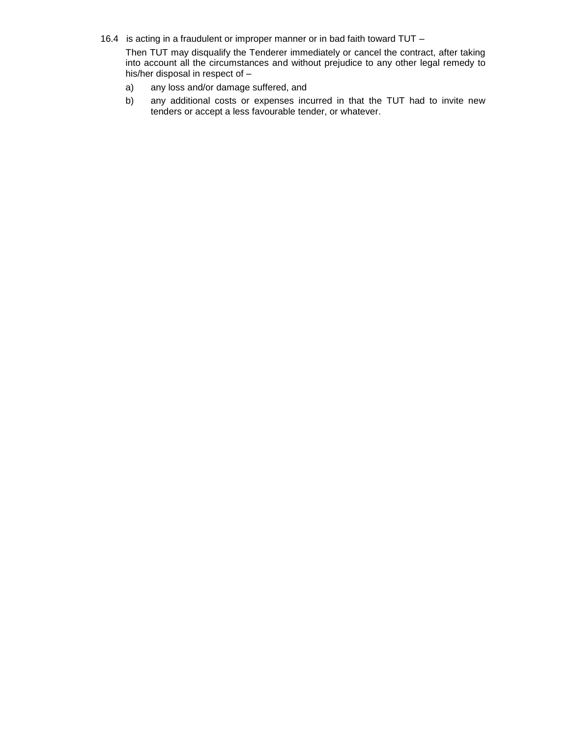16.4 is acting in a fraudulent or improper manner or in bad faith toward TUT –

Then TUT may disqualify the Tenderer immediately or cancel the contract, after taking into account all the circumstances and without prejudice to any other legal remedy to his/her disposal in respect of –

a) any loss and/or damage suffered, and

b) any additional costs or expenses incurred in that the TUT had to invite new tenders or accept a less favourable tender, or whatever.